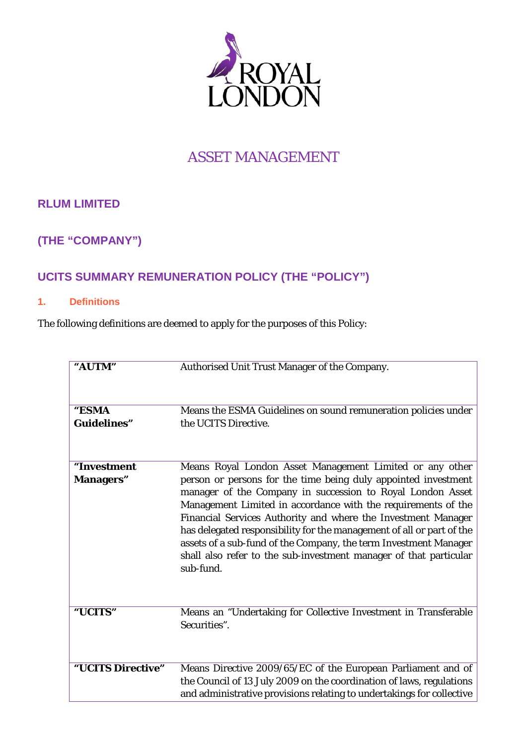ROYAL LONDON

ASSET MANAGEMENT

## RLUM LIMITED

## (THE "COMPANY")

## UCITS SUMMARY REMUNERATION POLICY (THE "POLICY")

### 1. Definitions

The following definitions are deemed to apply for the purposes of this Policy:

| | |
|---|---|
| **"AUTM"** | Authorised Unit Trust Manager of the Company. |
| **"ESMA Guidelines"** | Means the ESMA Guidelines on sound remuneration policies under the UCITS Directive. |
| **"Investment Managers"** | Means Royal London Asset Management Limited or any other person or persons for the time being duly appointed investment manager of the Company in succession to Royal London Asset Management Limited in accordance with the requirements of the Financial Services Authority and where the Investment Manager has delegated responsibility for the management of all or part of the assets of a sub-fund of the Company, the term Investment Manager shall also refer to the sub-investment manager of that particular sub-fund. |
| **"UCITS"** | Means an "Undertaking for Collective Investment in Transferable Securities". |
| **"UCITS Directive"** | Means Directive 2009/65/EC of the European Parliament and of the Council of 13 July 2009 on the coordination of laws, regulations and administrative provisions relating to undertakings for collective |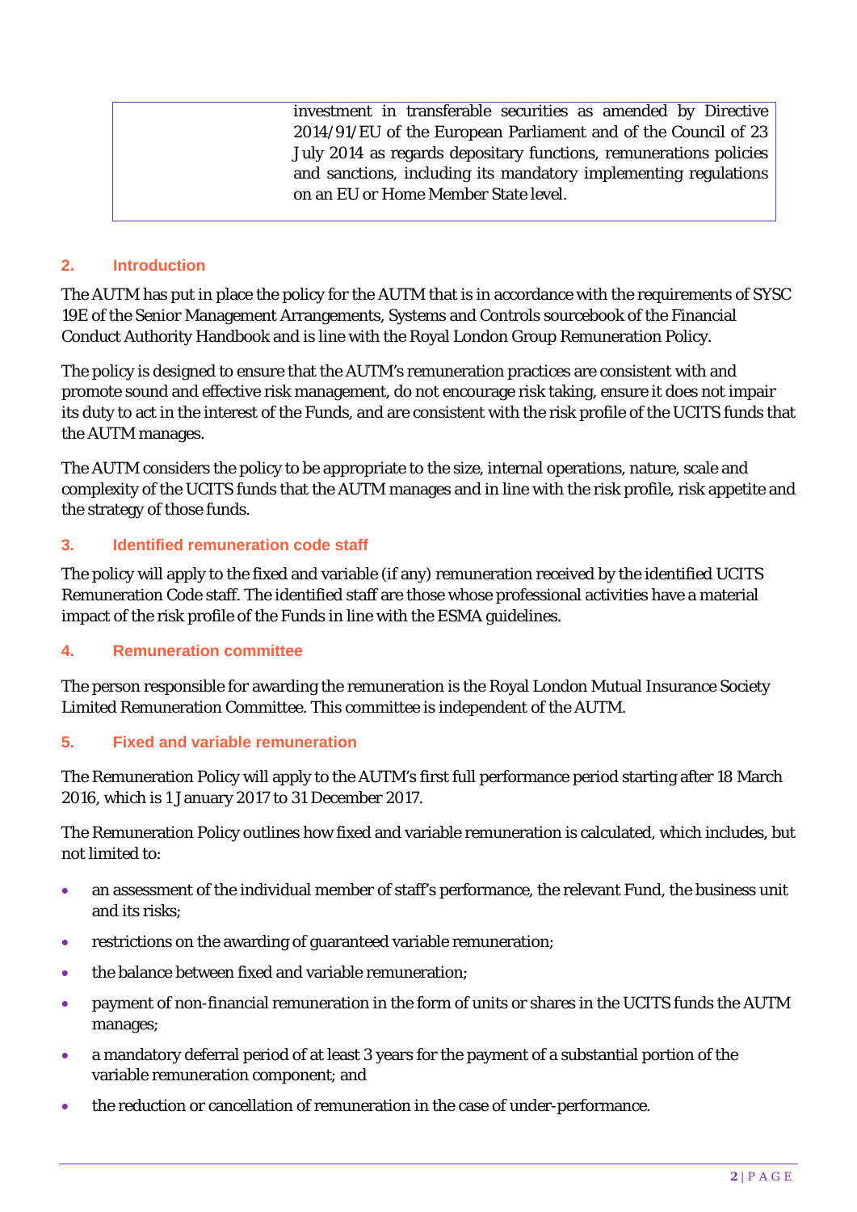| | investment in transferable securities as amended by Directive 2014/91/EU of the European Parliament and of the Council of 23 July 2014 as regards depositary functions, remunerations policies and sanctions, including its mandatory implementing regulations on an EU or Home Member State level. |
|---|---|

## 2. Introduction

The AUTM has put in place the policy for the AUTM that is in accordance with the requirements of SYSC 19E of the Senior Management Arrangements, Systems and Controls sourcebook of the Financial Conduct Authority Handbook and is line with the Royal London Group Remuneration Policy.

The policy is designed to ensure that the AUTM's remuneration practices are consistent with and promote sound and effective risk management, do not encourage risk taking, ensure it does not impair its duty to act in the interest of the Funds, and are consistent with the risk profile of the UCITS funds that the AUTM manages.

The AUTM considers the policy to be appropriate to the size, internal operations, nature, scale and complexity of the UCITS funds that the AUTM manages and in line with the risk profile, risk appetite and the strategy of those funds.

## 3. Identified remuneration code staff

The policy will apply to the fixed and variable (if any) remuneration received by the identified UCITS Remuneration Code staff. The identified staff are those whose professional activities have a material impact of the risk profile of the Funds in line with the ESMA guidelines.

## 4. Remuneration committee

The person responsible for awarding the remuneration is the Royal London Mutual Insurance Society Limited Remuneration Committee. This committee is independent of the AUTM.

## 5. Fixed and variable remuneration

The Remuneration Policy will apply to the AUTM's first full performance period starting after 18 March 2016, which is 1 January 2017 to 31 December 2017.

The Remuneration Policy outlines how fixed and variable remuneration is calculated, which includes, but not limited to:

- an assessment of the individual member of staff's performance, the relevant Fund, the business unit and its risks;
- restrictions on the awarding of guaranteed variable remuneration;
- the balance between fixed and variable remuneration;
- payment of non-financial remuneration in the form of units or shares in the UCITS funds the AUTM manages;
- a mandatory deferral period of at least 3 years for the payment of a substantial portion of the variable remuneration component; and
- the reduction or cancellation of remuneration in the case of under-performance.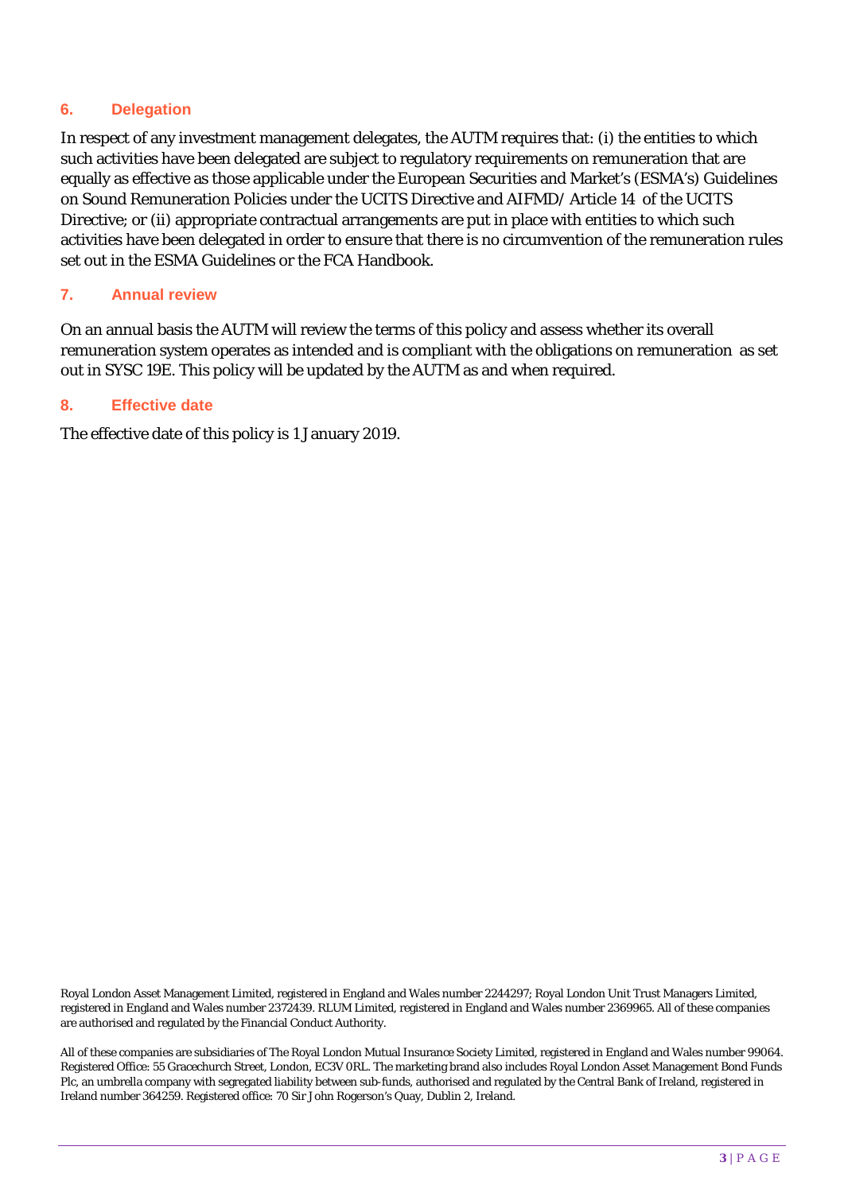## 6. Delegation

In respect of any investment management delegates, the AUTM requires that: (i) the entities to which such activities have been delegated are subject to regulatory requirements on remuneration that are equally as effective as those applicable under the European Securities and Market's (ESMA's) Guidelines on Sound Remuneration Policies under the UCITS Directive and AIFMD/ Article 14 of the UCITS Directive; or (ii) appropriate contractual arrangements are put in place with entities to which such activities have been delegated in order to ensure that there is no circumvention of the remuneration rules set out in the ESMA Guidelines or the FCA Handbook.

## 7. Annual review

On an annual basis the AUTM will review the terms of this policy and assess whether its overall remuneration system operates as intended and is compliant with the obligations on remuneration as set out in SYSC 19E. This policy will be updated by the AUTM as and when required.

## 8. Effective date

The effective date of this policy is 1 January 2019.

Royal London Asset Management Limited, registered in England and Wales number 2244297; Royal London Unit Trust Managers Limited, registered in England and Wales number 2372439. RLUM Limited, registered in England and Wales number 2369965. All of these companies are authorised and regulated by the Financial Conduct Authority.

All of these companies are subsidiaries of The Royal London Mutual Insurance Society Limited, registered in England and Wales number 99064. Registered Office: 55 Gracechurch Street, London, EC3V 0RL. The marketing brand also includes Royal London Asset Management Bond Funds Plc, an umbrella company with segregated liability between sub-funds, authorised and regulated by the Central Bank of Ireland, registered in Ireland number 364259. Registered office: 70 Sir John Rogerson's Quay, Dublin 2, Ireland.